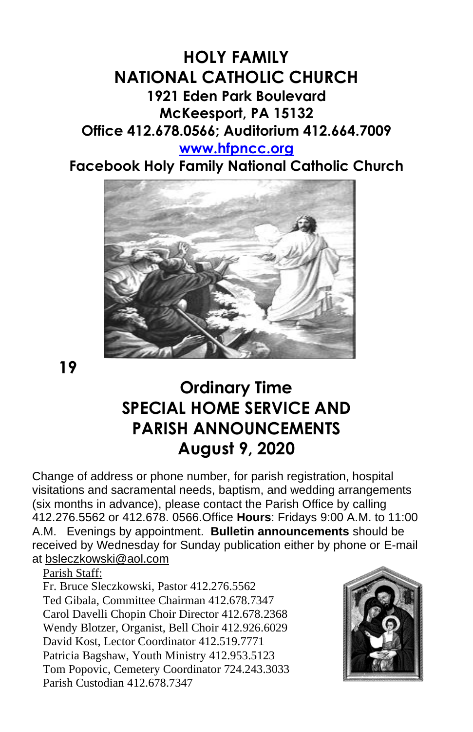# HOLY FAMILY NATIONAL CATHOLIC CHURCH

**1921 Eden Park Boulevard**
**McKeesport, PA 15132**
**Office 412.678.0566; Auditorium 412.664.7009**
**www.hfpncc.org**
**Facebook Holy Family National Catholic Church**

**19**

## Ordinary Time
## SPECIAL HOME SERVICE AND PARISH ANNOUNCEMENTS
## August 9, 2020

Change of address or phone number, for parish registration, hospital visitations and sacramental needs, baptism, and wedding arrangements (six months in advance), please contact the Parish Office by calling 412.276.5562 or 412.678. 0566.Office **Hours**: Fridays 9:00 A.M. to 11:00 A.M. Evenings by appointment. **Bulletin announcements** should be received by Wednesday for Sunday publication either by phone or E-mail at bsleczkowski@aol.com

Parish Staff:
Fr. Bruce Sleczkowski, Pastor 412.276.5562
Ted Gibala, Committee Chairman 412.678.7347
Carol Davelli Chopin Choir Director 412.678.2368
Wendy Blotzer, Organist, Bell Choir 412.926.6029
David Kost, Lector Coordinator 412.519.7771
Patricia Bagshaw, Youth Ministry 412.953.5123
Tom Popovic, Cemetery Coordinator 724.243.3033
Parish Custodian 412.678.7347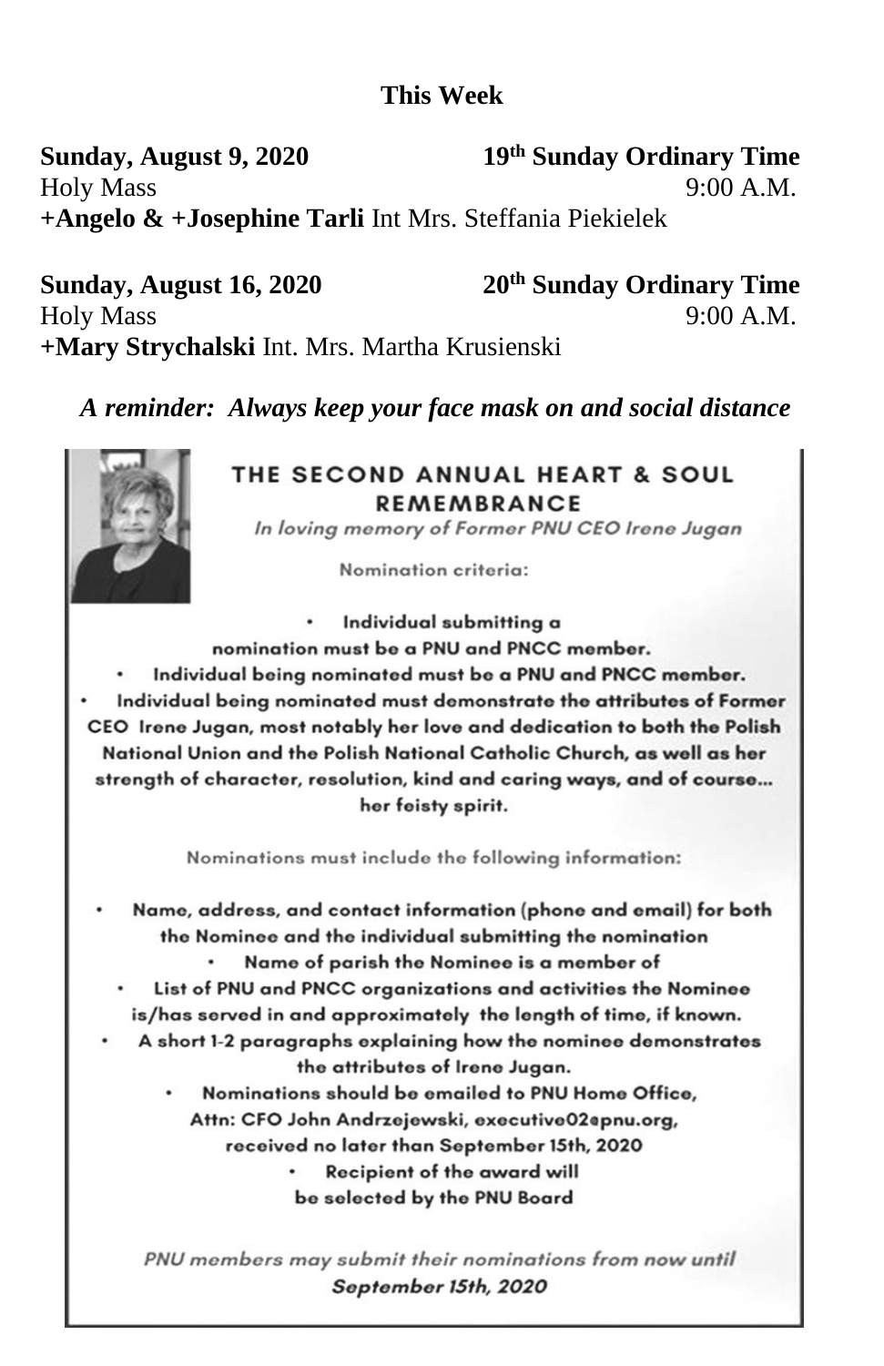## This Week

**Sunday, August 9, 2020** **19th Sunday Ordinary Time**
Holy Mass 9:00 A.M.
**+Angelo & +Josephine Tarli** Int Mrs. Steffania Piekielek

**Sunday, August 16, 2020** **20th Sunday Ordinary Time**
Holy Mass 9:00 A.M.
**+Mary Strychalski** Int. Mrs. Martha Krusienski

***A reminder: Always keep your face mask on and social distance***

### THE SECOND ANNUAL HEART & SOUL REMEMBRANCE

*In loving memory of Former PNU CEO Irene Jugan*

Nomination criteria:

- **Individual submitting a nomination must be a PNU and PNCC member.**
- **Individual being nominated must be a PNU and PNCC member.**
- **Individual being nominated must demonstrate the attributes of Former CEO Irene Jugan, most notably her love and dedication to both the Polish National Union and the Polish National Catholic Church, as well as her strength of character, resolution, kind and caring ways, and of course... her feisty spirit.**

Nominations must include the following information:

- **Name, address, and contact information (phone and email) for both the Nominee and the individual submitting the nomination**
- **Name of parish the Nominee is a member of**
- **List of PNU and PNCC organizations and activities the Nominee is/has served in and approximately the length of time, if known.**
- **A short 1-2 paragraphs explaining how the nominee demonstrates the attributes of Irene Jugan.**
- **Nominations should be emailed to PNU Home Office, Attn: CFO John Andrzejewski, executive02@pnu.org, received no later than September 15th, 2020**
- **Recipient of the award will be selected by the PNU Board**

*PNU members may submit their nominations from now until* ***September 15th, 2020***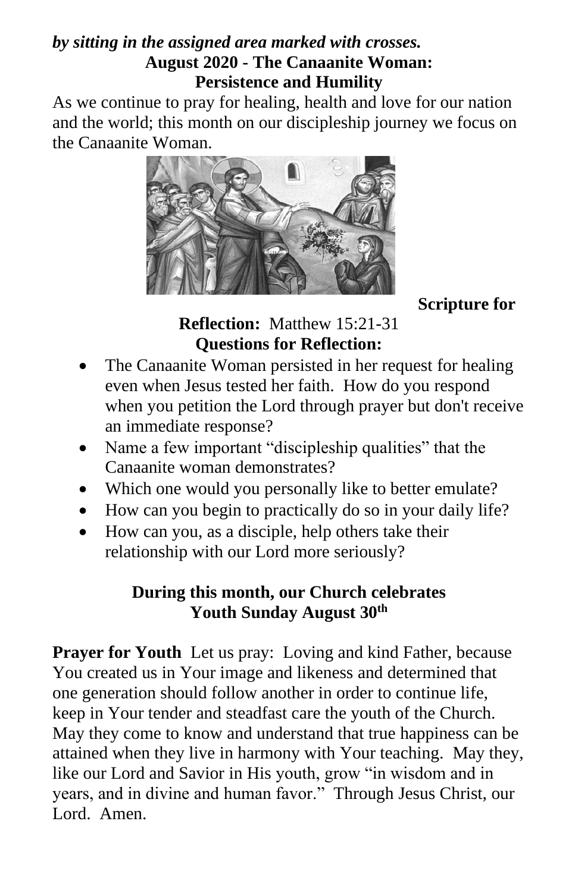*by sitting in the assigned area marked with crosses.*

**August 2020 - The Canaanite Woman: Persistence and Humility**

As we continue to pray for healing, health and love for our nation and the world; this month on our discipleship journey we focus on the Canaanite Woman.

**Scripture for Reflection:** Matthew 15:21-31

**Questions for Reflection:**

- The Canaanite Woman persisted in her request for healing even when Jesus tested her faith. How do you respond when you petition the Lord through prayer but don't receive an immediate response?
- Name a few important "discipleship qualities" that the Canaanite woman demonstrates?
- Which one would you personally like to better emulate?
- How can you begin to practically do so in your daily life?
- How can you, as a disciple, help others take their relationship with our Lord more seriously?

**During this month, our Church celebrates Youth Sunday August 30th**

**Prayer for Youth** Let us pray: Loving and kind Father, because You created us in Your image and likeness and determined that one generation should follow another in order to continue life, keep in Your tender and steadfast care the youth of the Church. May they come to know and understand that true happiness can be attained when they live in harmony with Your teaching. May they, like our Lord and Savior in His youth, grow "in wisdom and in years, and in divine and human favor." Through Jesus Christ, our Lord. Amen.